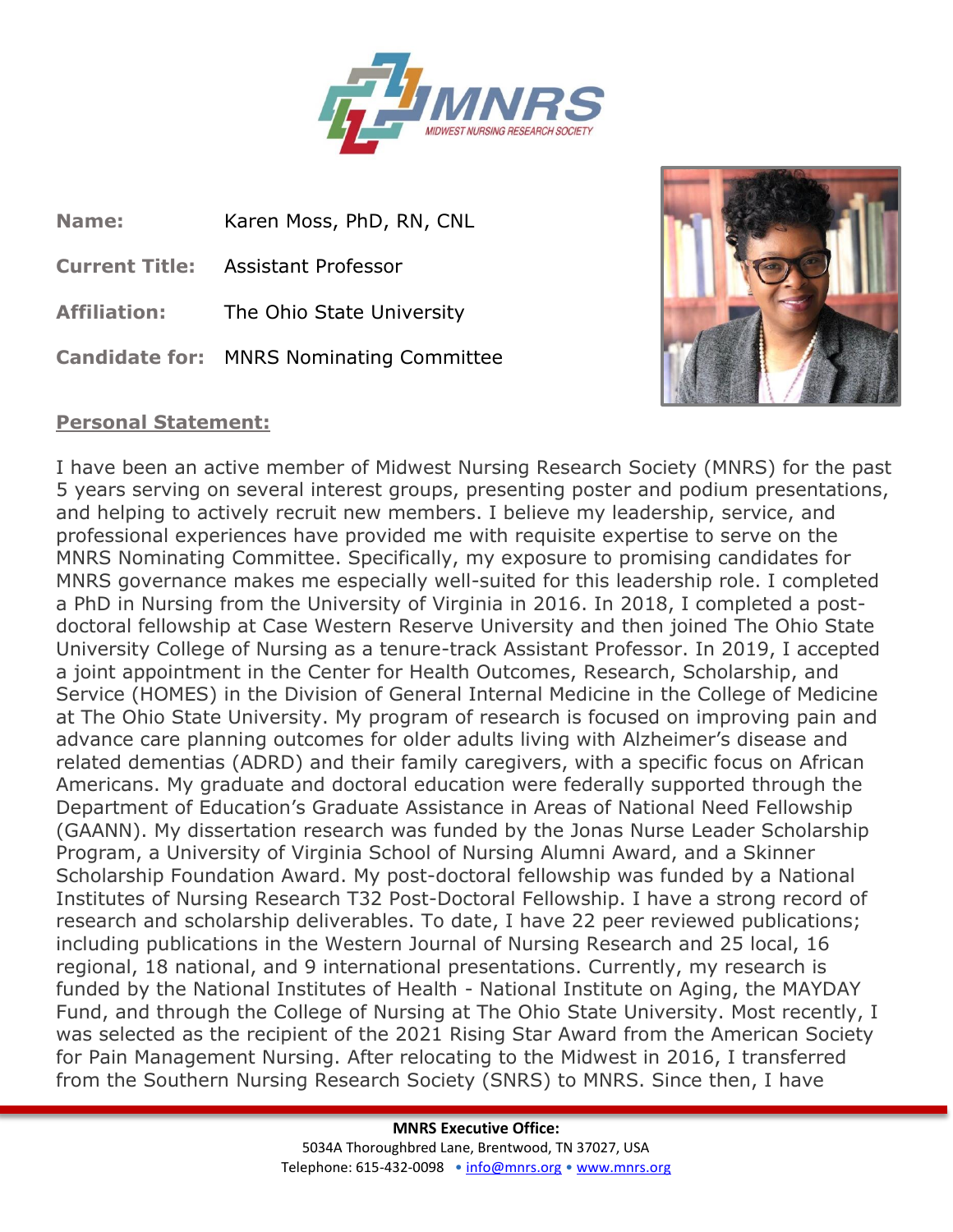**Name:** Karen Moss, PhD, RN, CNL

**Current Title:** Assistant Professor

**Affiliation:** The Ohio State University

**Candidate for:** MNRS Nominating Committee

**Personal Statement:**

I have been an active member of Midwest Nursing Research Society (MNRS) for the past 5 years serving on several interest groups, presenting poster and podium presentations, and helping to actively recruit new members. I believe my leadership, service, and professional experiences have provided me with requisite expertise to serve on the MNRS Nominating Committee. Specifically, my exposure to promising candidates for MNRS governance makes me especially well-suited for this leadership role. I completed a PhD in Nursing from the University of Virginia in 2016. In 2018, I completed a post-doctoral fellowship at Case Western Reserve University and then joined The Ohio State University College of Nursing as a tenure-track Assistant Professor. In 2019, I accepted a joint appointment in the Center for Health Outcomes, Research, Scholarship, and Service (HOMES) in the Division of General Internal Medicine in the College of Medicine at The Ohio State University. My program of research is focused on improving pain and advance care planning outcomes for older adults living with Alzheimer's disease and related dementias (ADRD) and their family caregivers, with a specific focus on African Americans. My graduate and doctoral education were federally supported through the Department of Education's Graduate Assistance in Areas of National Need Fellowship (GAANN). My dissertation research was funded by the Jonas Nurse Leader Scholarship Program, a University of Virginia School of Nursing Alumni Award, and a Skinner Scholarship Foundation Award. My post-doctoral fellowship was funded by a National Institutes of Nursing Research T32 Post-Doctoral Fellowship. I have a strong record of research and scholarship deliverables. To date, I have 22 peer reviewed publications; including publications in the Western Journal of Nursing Research and 25 local, 16 regional, 18 national, and 9 international presentations. Currently, my research is funded by the National Institutes of Health - National Institute on Aging, the MAYDAY Fund, and through the College of Nursing at The Ohio State University. Most recently, I was selected as the recipient of the 2021 Rising Star Award from the American Society for Pain Management Nursing. After relocating to the Midwest in 2016, I transferred from the Southern Nursing Research Society (SNRS) to MNRS. Since then, I have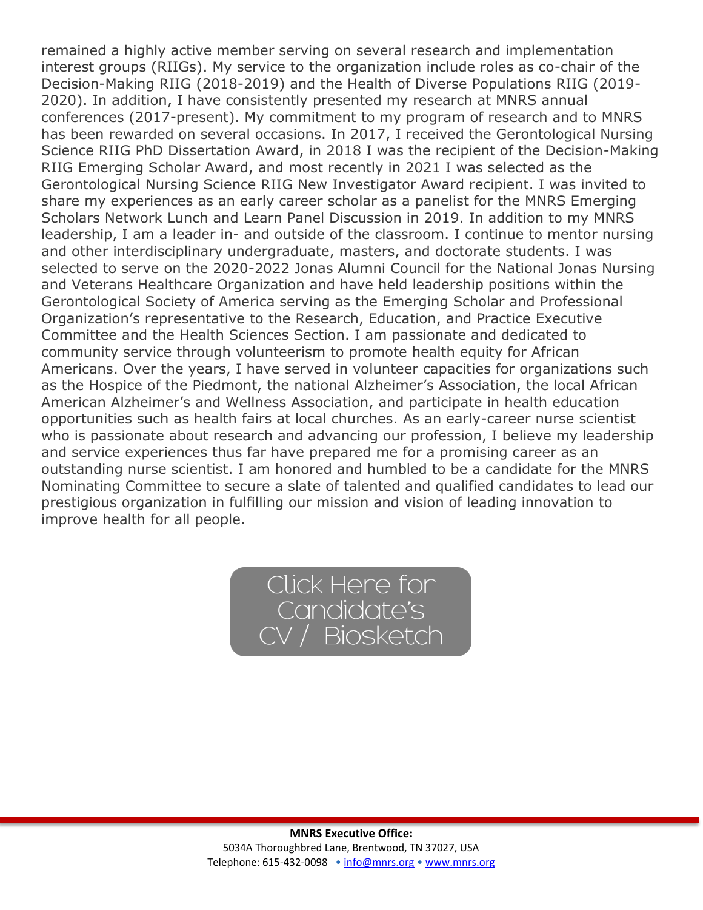remained a highly active member serving on several research and implementation interest groups (RIIGs). My service to the organization include roles as co-chair of the Decision-Making RIIG (2018-2019) and the Health of Diverse Populations RIIG (2019-2020). In addition, I have consistently presented my research at MNRS annual conferences (2017-present). My commitment to my program of research and to MNRS has been rewarded on several occasions. In 2017, I received the Gerontological Nursing Science RIIG PhD Dissertation Award, in 2018 I was the recipient of the Decision-Making RIIG Emerging Scholar Award, and most recently in 2021 I was selected as the Gerontological Nursing Science RIIG New Investigator Award recipient. I was invited to share my experiences as an early career scholar as a panelist for the MNRS Emerging Scholars Network Lunch and Learn Panel Discussion in 2019. In addition to my MNRS leadership, I am a leader in- and outside of the classroom. I continue to mentor nursing and other interdisciplinary undergraduate, masters, and doctorate students. I was selected to serve on the 2020-2022 Jonas Alumni Council for the National Jonas Nursing and Veterans Healthcare Organization and have held leadership positions within the Gerontological Society of America serving as the Emerging Scholar and Professional Organization's representative to the Research, Education, and Practice Executive Committee and the Health Sciences Section. I am passionate and dedicated to community service through volunteerism to promote health equity for African Americans. Over the years, I have served in volunteer capacities for organizations such as the Hospice of the Piedmont, the national Alzheimer's Association, the local African American Alzheimer's and Wellness Association, and participate in health education opportunities such as health fairs at local churches. As an early-career nurse scientist who is passionate about research and advancing our profession, I believe my leadership and service experiences thus far have prepared me for a promising career as an outstanding nurse scientist. I am honored and humbled to be a candidate for the MNRS Nominating Committee to secure a slate of talented and qualified candidates to lead our prestigious organization in fulfilling our mission and vision of leading innovation to improve health for all people.

Click Here for Candidate's CV / Biosketch

**MNRS Executive Office:**
5034A Thoroughbred Lane, Brentwood, TN 37027, USA
Telephone: 615-432-0098 • info@mnrs.org • www.mnrs.org